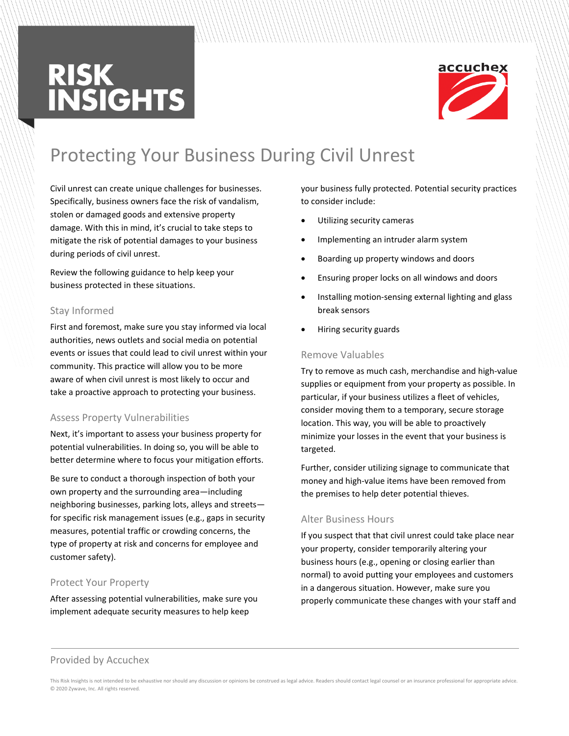# RISK INSIGHTS

## Protecting Your Business During Civil Unrest

Civil unrest can create unique challenges for businesses. Specifically, business owners face the risk of vandalism, stolen or damaged goods and extensive property damage. With this in mind, it's crucial to take steps to mitigate the risk of potential damages to your business during periods of civil unrest.

Review the following guidance to help keep your business protected in these situations.

### Stay Informed

First and foremost, make sure you stay informed via local authorities, news outlets and social media on potential events or issues that could lead to civil unrest within your community. This practice will allow you to be more aware of when civil unrest is most likely to occur and take a proactive approach to protecting your business.

### Assess Property Vulnerabilities

Next, it's important to assess your business property for potential vulnerabilities. In doing so, you will be able to better determine where to focus your mitigation efforts.

Be sure to conduct a thorough inspection of both your own property and the surrounding area—including neighboring businesses, parking lots, alleys and streets—for specific risk management issues (e.g., gaps in security measures, potential traffic or crowding concerns, the type of property at risk and concerns for employee and customer safety).

### Protect Your Property

After assessing potential vulnerabilities, make sure you implement adequate security measures to help keep your business fully protected. Potential security practices to consider include:

- Utilizing security cameras
- Implementing an intruder alarm system
- Boarding up property windows and doors
- Ensuring proper locks on all windows and doors
- Installing motion-sensing external lighting and glass break sensors
- Hiring security guards

### Remove Valuables

Try to remove as much cash, merchandise and high-value supplies or equipment from your property as possible. In particular, if your business utilizes a fleet of vehicles, consider moving them to a temporary, secure storage location. This way, you will be able to proactively minimize your losses in the event that your business is targeted.

Further, consider utilizing signage to communicate that money and high-value items have been removed from the premises to help deter potential thieves.

### Alter Business Hours

If you suspect that that civil unrest could take place near your property, consider temporarily altering your business hours (e.g., opening or closing earlier than normal) to avoid putting your employees and customers in a dangerous situation. However, make sure you properly communicate these changes with your staff and

Provided by Accuchex

This Risk Insights is not intended to be exhaustive nor should any discussion or opinions be construed as legal advice. Readers should contact legal counsel or an insurance professional for appropriate advice. © 2020 Zywave, Inc. All rights reserved.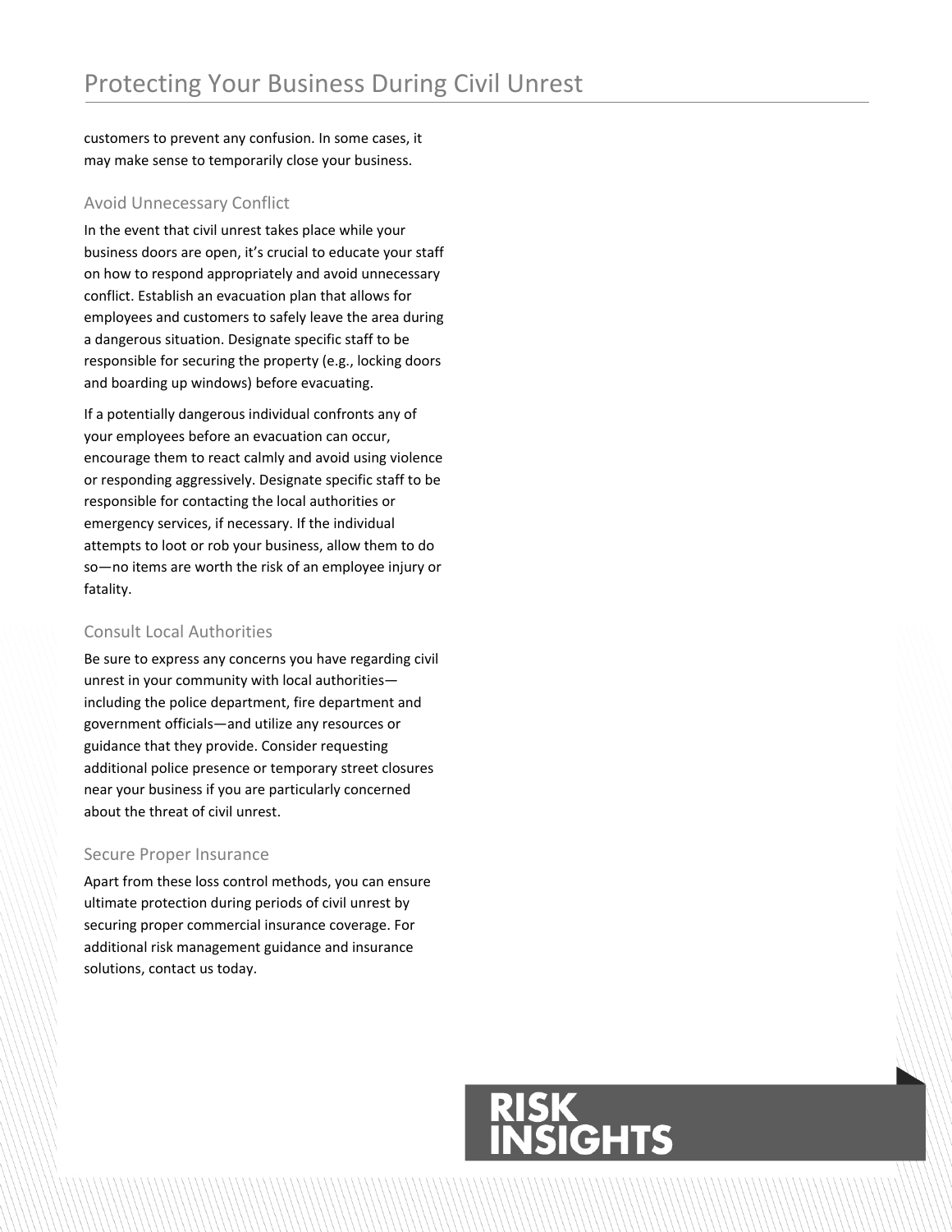customers to prevent any confusion. In some cases, it may make sense to temporarily close your business.

## Avoid Unnecessary Conflict

In the event that civil unrest takes place while your business doors are open, it's crucial to educate your staff on how to respond appropriately and avoid unnecessary conflict. Establish an evacuation plan that allows for employees and customers to safely leave the area during a dangerous situation. Designate specific staff to be responsible for securing the property (e.g., locking doors and boarding up windows) before evacuating.

If a potentially dangerous individual confronts any of your employees before an evacuation can occur, encourage them to react calmly and avoid using violence or responding aggressively. Designate specific staff to be responsible for contacting the local authorities or emergency services, if necessary. If the individual attempts to loot or rob your business, allow them to do so—no items are worth the risk of an employee injury or fatality.

## Consult Local Authorities

Be sure to express any concerns you have regarding civil unrest in your community with local authorities—including the police department, fire department and government officials—and utilize any resources or guidance that they provide. Consider requesting additional police presence or temporary street closures near your business if you are particularly concerned about the threat of civil unrest.

## Secure Proper Insurance

Apart from these loss control methods, you can ensure ultimate protection during periods of civil unrest by securing proper commercial insurance coverage. For additional risk management guidance and insurance solutions, contact us today.

RISK INSIGHTS